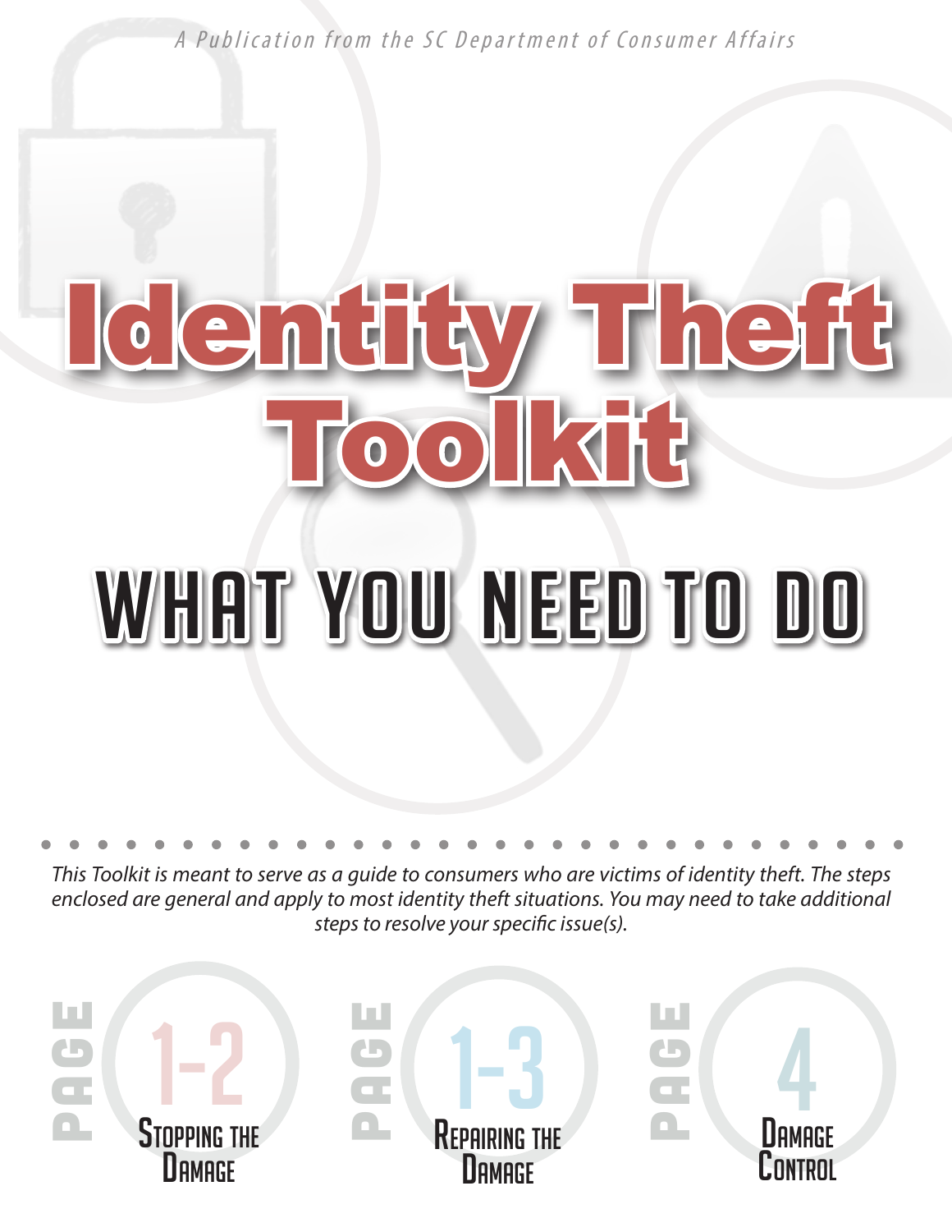*A Publication from the SC Department of Consumer Affairs*

# Identity Theft Toolkit

## WHAT YOU NEED TO DO

*This Toolkit is meant to serve as a guide to consumers who are victims of identity theft. The steps enclosed are general and apply to most identity theft situations. You may need to take additional steps to resolve your specific issue(s).*

PAGE 1-2 **Stopping the Damage**

PAGE 1-3 **Repairing the Damage**

PAGE 4 **Damage Control**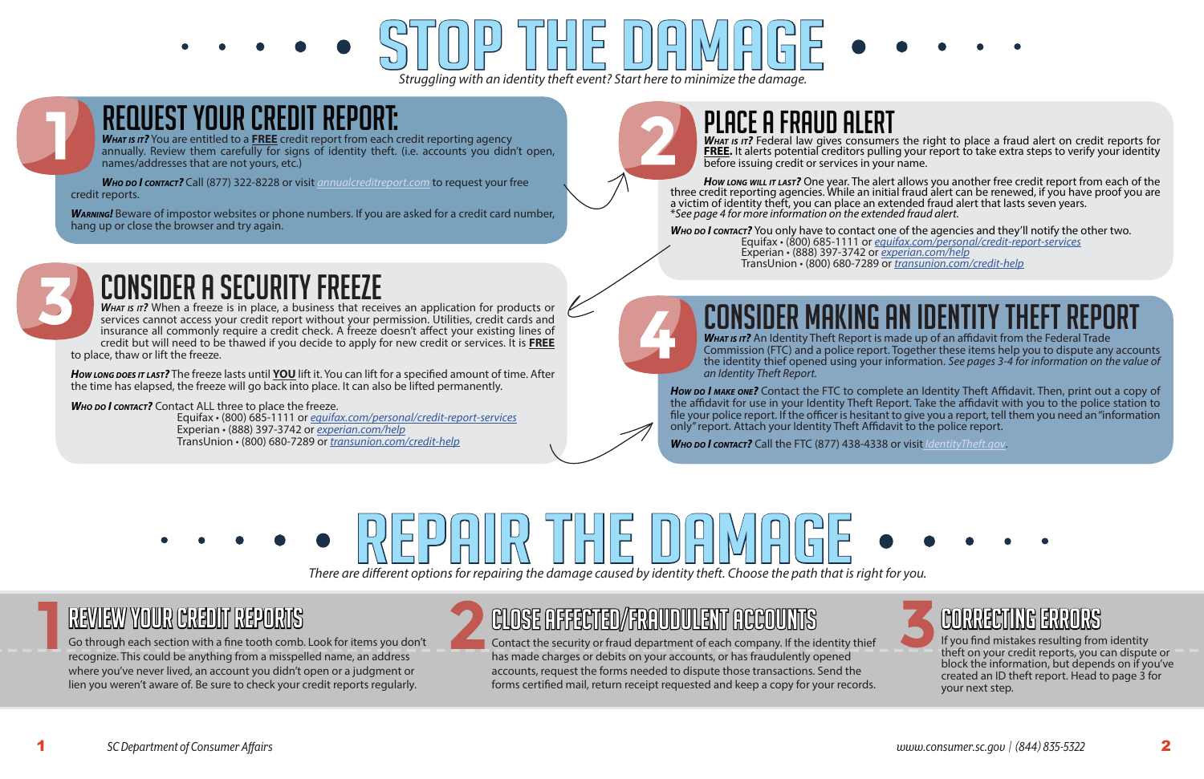# STOP THE DAMAGE

*Struggling with an identity theft event? Start here to minimize the damage.*

## 1 REQUEST YOUR CREDIT REPORT:

***What is it?*** You are entitled to a **FREE** credit report from each credit reporting agency annually. Review them carefully for signs of identity theft. (i.e. accounts you didn't open, names/addresses that are not yours, etc.)

***Who do I contact?*** Call (877) 322-8228 or visit annualcreditreport.com to request your free credit reports.

***Warning!*** Beware of impostor websites or phone numbers. If you are asked for a credit card number, hang up or close the browser and try again.

## 2 PLACE A FRAUD ALERT

***What is it?*** Federal law gives consumers the right to place a fraud alert on credit reports for **FREE.** It alerts potential creditors pulling your report to take extra steps to verify your identity before issuing credit or services in your name.

***How long will it last?*** One year. The alert allows you another free credit report from each of the three credit reporting agencies. While an initial fraud alert can be renewed, if you have proof you are a victim of identity theft, you can place an extended fraud alert that lasts seven years.
*\*See page 4 for more information on the extended fraud alert.*

***Who do I contact?*** You only have to contact one of the agencies and they'll notify the other two.

Equifax • (800) 685-1111 or equifax.com/personal/credit-report-services
Experian • (888) 397-3742 or experian.com/help
TransUnion • (800) 680-7289 or transunion.com/credit-help

## 3 CONSIDER A SECURITY FREEZE

***What is it?*** When a freeze is in place, a business that receives an application for products or services cannot access your credit report without your permission. Utilities, credit cards and insurance all commonly require a credit check. A freeze doesn't affect your existing lines of credit but will need to be thawed if you decide to apply for new credit or services. It is **FREE** to place, thaw or lift the freeze.

***How long does it last?*** The freeze lasts until **YOU** lift it. You can lift for a specified amount of time. After the time has elapsed, the freeze will go back into place. It can also be lifted permanently.

***Who do I contact?*** Contact ALL three to place the freeze.

Equifax • (800) 685-1111 or equifax.com/personal/credit-report-services
Experian • (888) 397-3742 or experian.com/help
TransUnion • (800) 680-7289 or transunion.com/credit-help

## 4 CONSIDER MAKING AN IDENTITY THEFT REPORT

***What is it?*** An Identity Theft Report is made up of an affidavit from the Federal Trade Commission (FTC) and a police report. Together these items help you to dispute any accounts the identity thief opened using your information. *See pages 3-4 for information on the value of an Identity Theft Report.*

***How do I make one?*** Contact the FTC to complete an Identity Theft Affidavit. Then, print out a copy of the affidavit for use in your Identity Theft Report. Take the affidavit with you to the police station to file your police report. If the officer is hesitant to give you a report, tell them you need an "information only" report. Attach your Identity Theft Affidavit to the police report.

***Who do I contact?*** Call the FTC (877) 438-4338 or visit IdentityTheft.gov.

# REPAIR THE DAMAGE

*There are different options for repairing the damage caused by identity theft. Choose the path that is right for you.*

## 1 REVIEW YOUR CREDIT REPORTS

Go through each section with a fine tooth comb. Look for items you don't recognize. This could be anything from a misspelled name, an address where you've never lived, an account you didn't open or a judgment or lien you weren't aware of. Be sure to check your credit reports regularly.

## 2 CLOSE AFFECTED/FRAUDULENT ACCOUNTS

Contact the security or fraud department of each company. If the identity thief has made charges or debits on your accounts, or has fraudulently opened accounts, request the forms needed to dispute those transactions. Send the forms certified mail, return receipt requested and keep a copy for your records.

## 3 CORRECTING ERRORS

If you find mistakes resulting from identity theft on your credit reports, you can dispute or block the information, but depends on if you've created an ID theft report. Head to page 3 for your next step.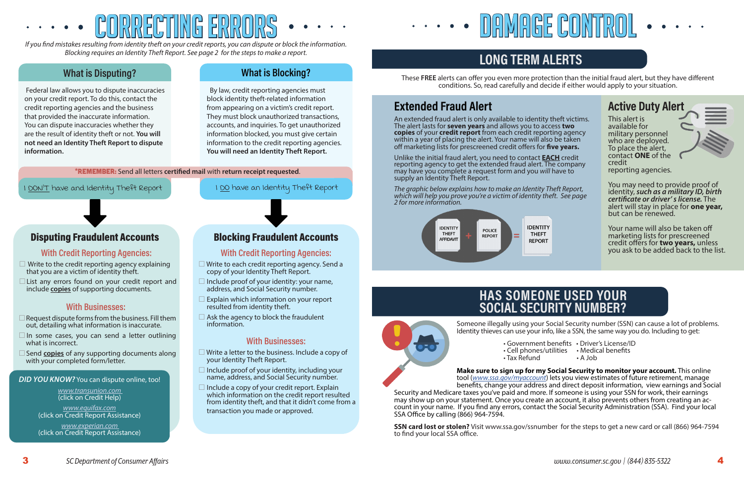# CORRECTING ERRORS

*If you find mistakes resulting from identity theft on your credit reports, you can dispute or block the information. Blocking requires an Identity Theft Report. See page 2 for the steps to make a report.*

## What is Disputing?

Federal law allows you to dispute inaccuracies on your credit report. To do this, contact the credit reporting agencies and the business that provided the inaccurate information. You can dispute inaccuracies whether they are the result of identity theft or not. **You will not need an Identity Theft Report to dispute information.**

## What is Blocking?

By law, credit reporting agencies must block identity theft-related information from appearing on a victim's credit report. They must block unauthorized transactions, accounts, and inquiries. To get unauthorized information blocked, you must give certain information to the credit reporting agencies. **You will need an Identity Theft Report.**

***REMEMBER:** Send all letters **certified mail** with **return receipt requested**.

I DON'T have and Identity Theft Report

I DO have an Identity Theft Report

## Disputing Fraudulent Accounts

### With Credit Reporting Agencies:

- ☐ Write to the credit reporting agency explaining that you are a victim of identity theft.
- ☐ List any errors found on your credit report and include copies of supporting documents.

### With Businesses:

- ☐ Request dispute forms from the business. Fill them out, detailing what information is inaccurate.
- ☐ In some cases, you can send a letter outlining what is incorrect.
- ☐ Send copies of any supporting documents along with your completed form/letter.

***DID YOU KNOW?*** You can dispute online, too!

www.transunion.com
(click on Credit Help)

www.equifax.com
(click on Credit Report Assistance)

www.experian.com
(click on Credit Report Assistance)

## Blocking Fraudulent Accounts

### With Credit Reporting Agencies:

- ☐ Write to each credit reporting agency. Send a copy of your Identity Theft Report.
- ☐ Include proof of your identity: your name, address, and Social Security number.
- ☐ Explain which information on your report resulted from identity theft.
- ☐ Ask the agency to block the fraudulent information.

### With Businesses:

- ☐ Write a letter to the business. Include a copy of your Identity Theft Report.
- ☐ Include proof of your identity, including your name, address, and Social Security number.
- ☐ Include a copy of your credit report. Explain which information on the credit report resulted from identity theft, and that it didn't come from a transaction you made or approved.

# DAMAGE CONTROL

## LONG TERM ALERTS

These **FREE** alerts can offer you even more protection than the initial fraud alert, but they have different conditions. So, read carefully and decide if either would apply to your situation.

### Extended Fraud Alert

An extended fraud alert is only available to identity theft victims. The alert lasts for **seven years** and allows you to access **two copies** of your **credit report** from each credit reporting agency within a year of placing the alert. Your name will also be taken off marketing lists for prescreened credit offers for **five years.**

Unlike the initial fraud alert, you need to contact **EACH** credit reporting agency to get the extended fraud alert. The company may have you complete a request form and you *will* have to supply an Identity Theft Report.

*The graphic below explains how to make an Identity Theft Report, which will help you prove you're a victim of identity theft. See page 2 for more information.*

IDENTITY THEFT AFFIDAVIT + POLICE REPORT = IDENTITY THEFT REPORT

### Active Duty Alert

This alert is available for military personnel who are deployed. To place the alert, contact **ONE** of the credit reporting agencies.

You may need to provide proof of identity, ***such as a military ID, birth certificate or driver's license.*** The alert will stay in place for **one year,** but can be renewed.

Your name will also be taken off marketing lists for prescreened credit offers for **two years,** unless you ask to be added back to the list.

## HAS SOMEONE USED YOUR SOCIAL SECURITY NUMBER?

Someone illegally using your Social Security number (SSN) can cause a lot of problems. Identity thieves can use your info, like a SSN, the same way you do. Including to get:

- Government benefits
- Cell phones/utilities
- Tax Refund
- Driver's License/ID
- Medical benefits
- A Job

**Make sure to sign up for my Social Security to monitor your account.** This online tool (*www.ssa.gov/myaccount*) lets you view estimates of future retirement, manage benefits, change your address and direct deposit information, view earnings and Social Security and Medicare taxes you've paid and more. If someone is using your SSN for work, their earnings may show up on your statement. Once you create an account, it also prevents others from creating an account in your name. If you find any errors, contact the Social Security Administration (SSA). Find your local SSA Office by calling (866) 964-7594.

**SSN card lost or stolen?** Visit www.ssa.gov/ssnumber for the steps to get a new card or call (866) 964-7594 to find your local SSA office.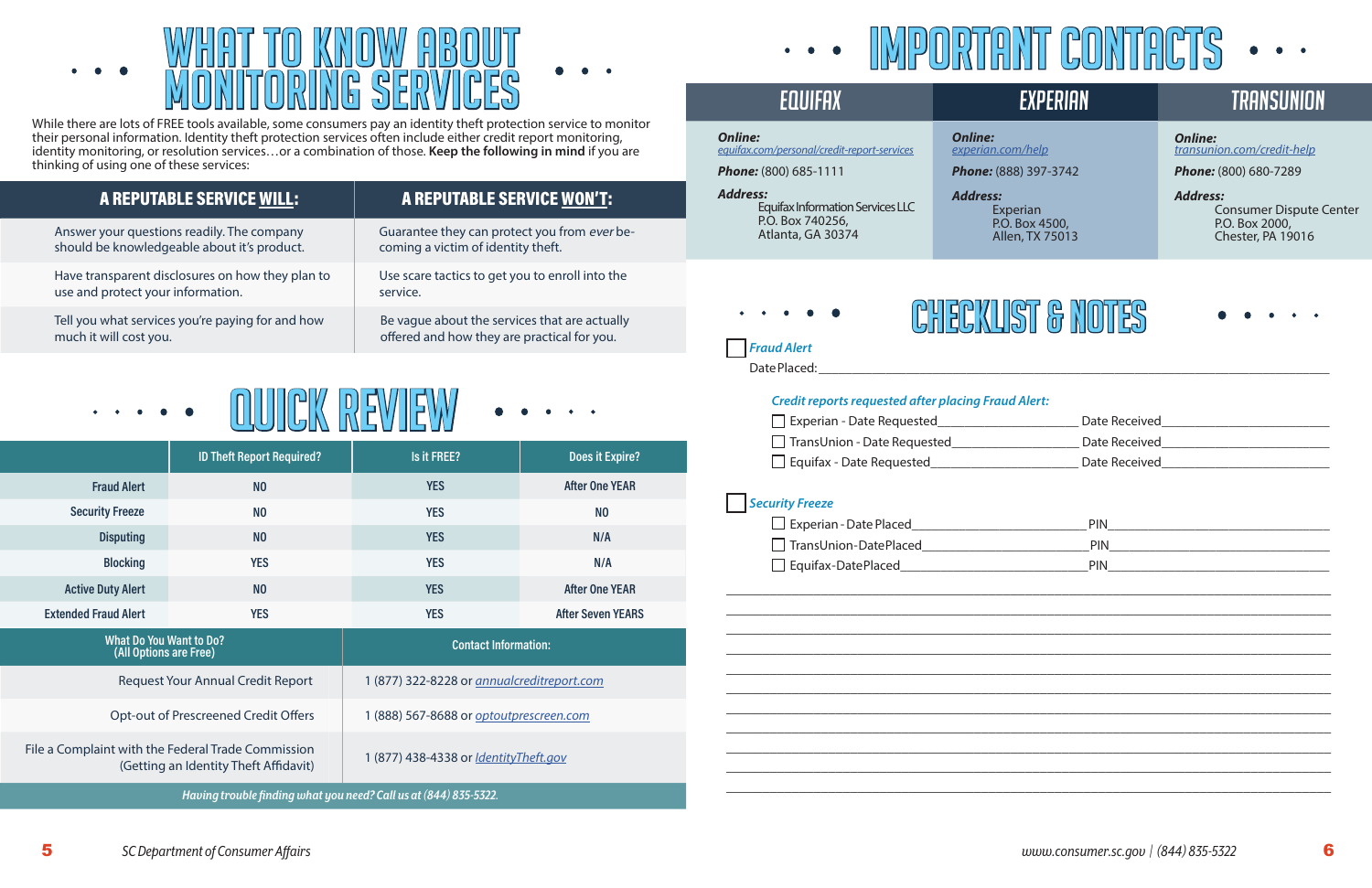# WHAT TO KNOW ABOUT MONITORING SERVICES

While there are lots of FREE tools available, some consumers pay an identity theft protection service to monitor their personal information. Identity theft protection services often include either credit report monitoring, identity monitoring, or resolution services…or a combination of those. **Keep the following in mind** if you are thinking of using one of these services:

| A REPUTABLE SERVICE WILL: | A REPUTABLE SERVICE WON'T: |
|---|---|
| Answer your questions readily. The company should be knowledgeable about it's product. | Guarantee they can protect you from *ever* becoming a victim of identity theft. |
| Have transparent disclosures on how they plan to use and protect your information. | Use scare tactics to get you to enroll into the service. |
| Tell you what services you're paying for and how much it will cost you. | Be vague about the services that are actually offered and how they are practical for you. |

# QUICK REVIEW

| | ID Theft Report Required? | Is it FREE? | Does it Expire? |
|---|---|---|---|
| Fraud Alert | NO | YES | After One YEAR |
| Security Freeze | NO | YES | NO |
| Disputing | NO | YES | N/A |
| Blocking | YES | YES | N/A |
| Active Duty Alert | NO | YES | After One YEAR |
| Extended Fraud Alert | YES | YES | After Seven YEARS |

| What Do You Want to Do? (All Options are Free) | Contact Information: |
|---|---|
| Request Your Annual Credit Report | 1 (877) 322-8228 or annualcreditreport.com |
| Opt-out of Prescreened Credit Offers | 1 (888) 567-8688 or optoutprescreen.com |
| File a Complaint with the Federal Trade Commission (Getting an Identity Theft Affidavit) | 1 (877) 438-4338 or IdentityTheft.gov |

*Having trouble finding what you need? Call us at (844) 835-5322.*

# IMPORTANT CONTACTS

| EQUIFAX | EXPERIAN | TRANSUNION |
|---|---|---|
| ***Online:*** equifax.com/personal/credit-report-services | ***Online:*** experian.com/help | ***Online:*** transunion.com/credit-help |
| ***Phone:*** (800) 685-1111 | ***Phone:*** (888) 397-3742 | ***Phone:*** (800) 680-7289 |
| ***Address:*** Equifax Information Services LLC, P.O. Box 740256, Atlanta, GA 30374 | ***Address:*** Experian, P.O. Box 4500, Allen, TX 75013 | ***Address:*** Consumer Dispute Center, P.O. Box 2000, Chester, PA 19016 |

# CHECKLIST & NOTES

☐ *Fraud Alert*

Date Placed: ____________________

*Credit reports requested after placing Fraud Alert:*

- ☐ Experian - Date Requested____________ Date Received____________
- ☐ TransUnion - Date Requested____________ Date Received____________
- ☐ Equifax - Date Requested____________ Date Received____________

☐ *Security Freeze*

- ☐ Experian - Date Placed____________ PIN____________
- ☐ TransUnion - Date Placed____________ PIN____________
- ☐ Equifax - Date Placed____________ PIN____________

______________________________________________

______________________________________________

______________________________________________

______________________________________________

______________________________________________

______________________________________________

______________________________________________

______________________________________________

______________________________________________

______________________________________________

______________________________________________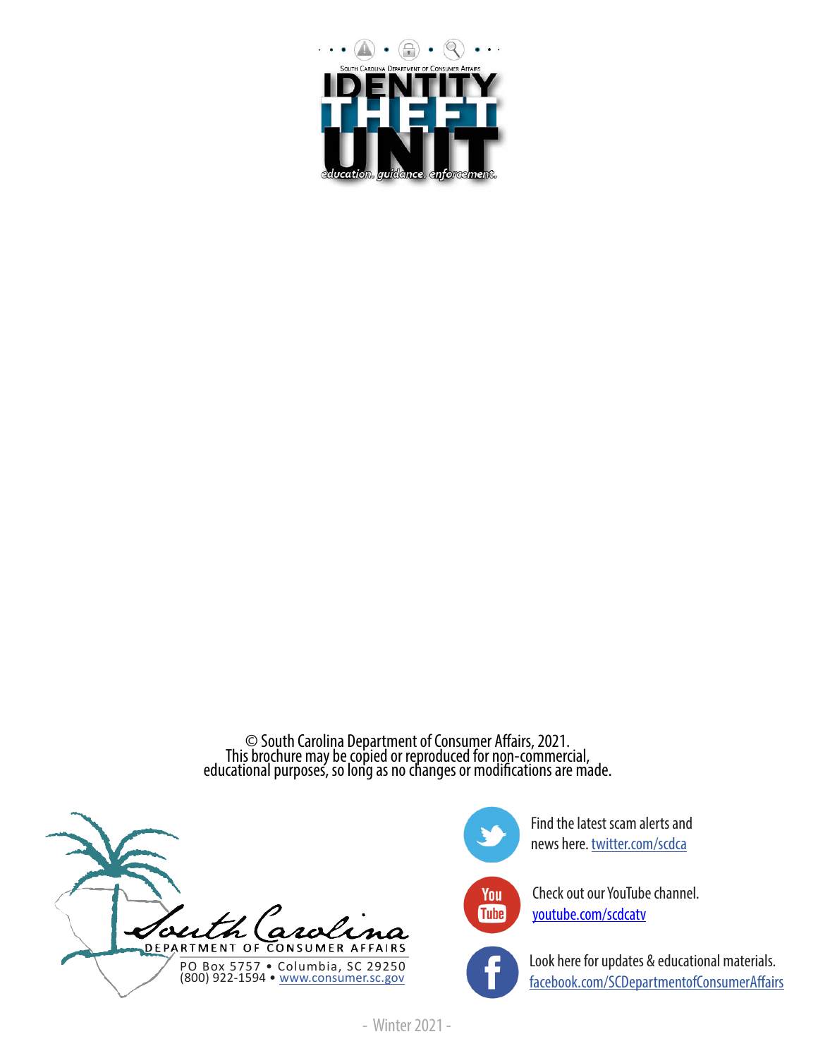South Carolina Department of Consumer Affairs

IDENTITY THEFT UNIT

*education. guidance. enforcement.*

© South Carolina Department of Consumer Affairs, 2021.
This brochure may be copied or reproduced for non-commercial, educational purposes, so long as no changes or modifications are made.

South Carolina
DEPARTMENT OF CONSUMER AFFAIRS
PO Box 5757 • Columbia, SC 29250
(800) 922-1594 • www.consumer.sc.gov

Find the latest scam alerts and news here. twitter.com/scdca

Check out our YouTube channel. youtube.com/scdcatv

Look here for updates & educational materials. facebook.com/SCDepartmentofConsumerAffairs

- Winter 2021 -